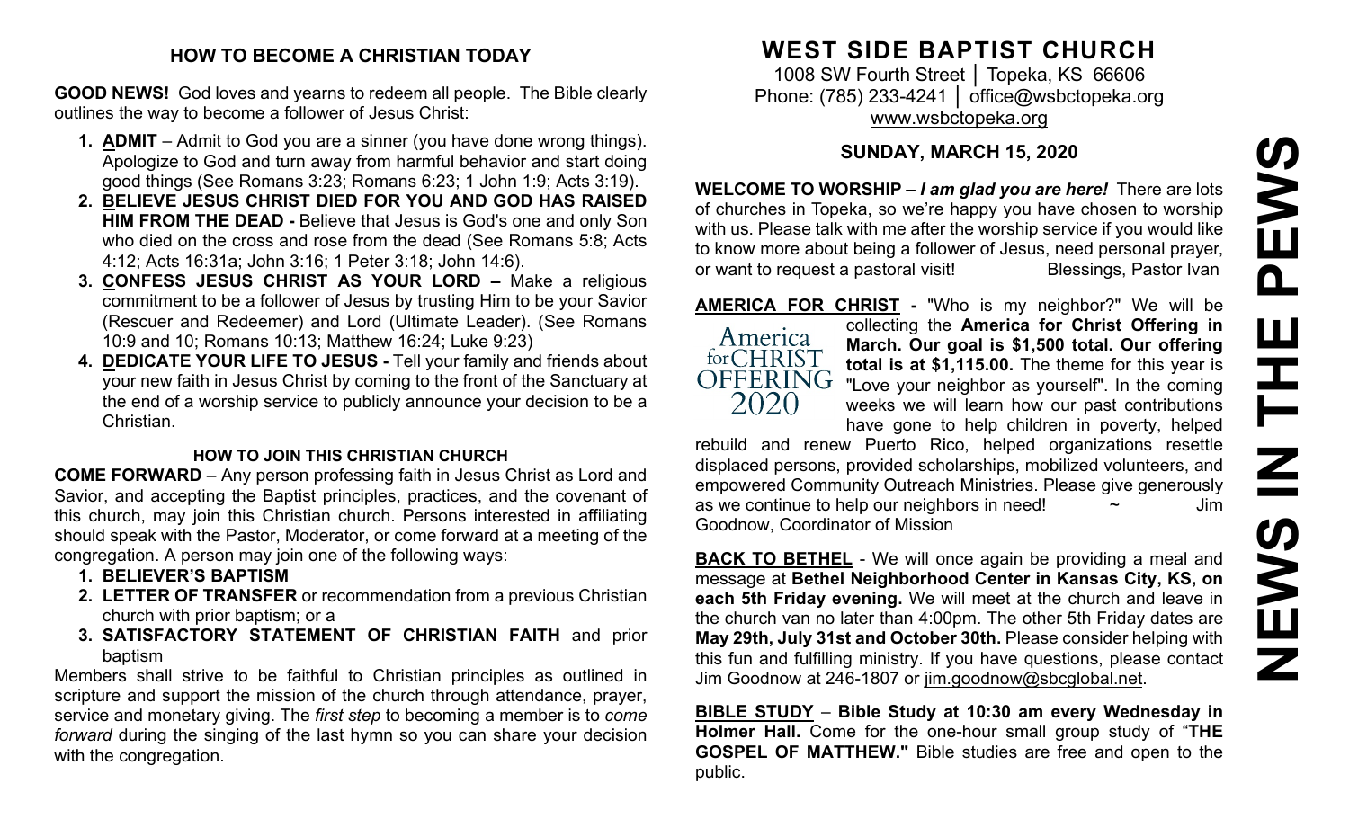## HOW TO BECOME A CHRISTIAN TODAY

**GOOD NEWS!** God loves and yearns to redeem all people. The Bible clearly outlines the way to become a follower of Jesus Christ:

1. **ADMIT** – Admit to God you are a sinner (you have done wrong things). Apologize to God and turn away from harmful behavior and start doing good things (See Romans 3:23; Romans 6:23; 1 John 1:9; Acts 3:19).
2. **BELIEVE JESUS CHRIST DIED FOR YOU AND GOD HAS RAISED HIM FROM THE DEAD -** Believe that Jesus is God's one and only Son who died on the cross and rose from the dead (See Romans 5:8; Acts 4:12; Acts 16:31a; John 3:16; 1 Peter 3:18; John 14:6).
3. **CONFESS JESUS CHRIST AS YOUR LORD –** Make a religious commitment to be a follower of Jesus by trusting Him to be your Savior (Rescuer and Redeemer) and Lord (Ultimate Leader). (See Romans 10:9 and 10; Romans 10:13; Matthew 16:24; Luke 9:23)
4. **DEDICATE YOUR LIFE TO JESUS -** Tell your family and friends about your new faith in Jesus Christ by coming to the front of the Sanctuary at the end of a worship service to publicly announce your decision to be a Christian.

### HOW TO JOIN THIS CHRISTIAN CHURCH

**COME FORWARD** – Any person professing faith in Jesus Christ as Lord and Savior, and accepting the Baptist principles, practices, and the covenant of this church, may join this Christian church. Persons interested in affiliating should speak with the Pastor, Moderator, or come forward at a meeting of the congregation. A person may join one of the following ways:

1. **BELIEVER'S BAPTISM**
2. **LETTER OF TRANSFER** or recommendation from a previous Christian church with prior baptism; or a
3. **SATISFACTORY STATEMENT OF CHRISTIAN FAITH** and prior baptism

Members shall strive to be faithful to Christian principles as outlined in scripture and support the mission of the church through attendance, prayer, service and monetary giving. The *first step* to becoming a member is to *come forward* during the singing of the last hymn so you can share your decision with the congregation.

# WEST SIDE BAPTIST CHURCH

1008 SW Fourth Street │ Topeka, KS 66606
Phone: (785) 233-4241 │ office@wsbctopeka.org
www.wsbctopeka.org

## SUNDAY, MARCH 15, 2020

**WELCOME TO WORSHIP –** ***I am glad you are here!*** There are lots of churches in Topeka, so we're happy you have chosen to worship with us. Please talk with me after the worship service if you would like to know more about being a follower of Jesus, need personal prayer, or want to request a pastoral visit! Blessings, Pastor Ivan

**AMERICA FOR CHRIST -** "Who is my neighbor?" We will be collecting the **America for Christ Offering in March. Our goal is $1,500 total. Our offering total is at $1,115.00.** The theme for this year is "Love your neighbor as yourself". In the coming weeks we will learn how our past contributions have gone to help children in poverty, helped rebuild and renew Puerto Rico, helped organizations resettle displaced persons, provided scholarships, mobilized volunteers, and empowered Community Outreach Ministries. Please give generously as we continue to help our neighbors in need! ~ Jim Goodnow, Coordinator of Mission

**BACK TO BETHEL** - We will once again be providing a meal and message at **Bethel Neighborhood Center in Kansas City, KS, on each 5th Friday evening.** We will meet at the church and leave in the church van no later than 4:00pm. The other 5th Friday dates are **May 29th, July 31st and October 30th.** Please consider helping with this fun and fulfilling ministry. If you have questions, please contact Jim Goodnow at 246-1807 or jim.goodnow@sbcglobal.net.

**BIBLE STUDY** – **Bible Study at 10:30 am every Wednesday in Holmer Hall.** Come for the one-hour small group study of "**THE GOSPEL OF MATTHEW."** Bible studies are free and open to the public.

# NEWS IN THE PEWS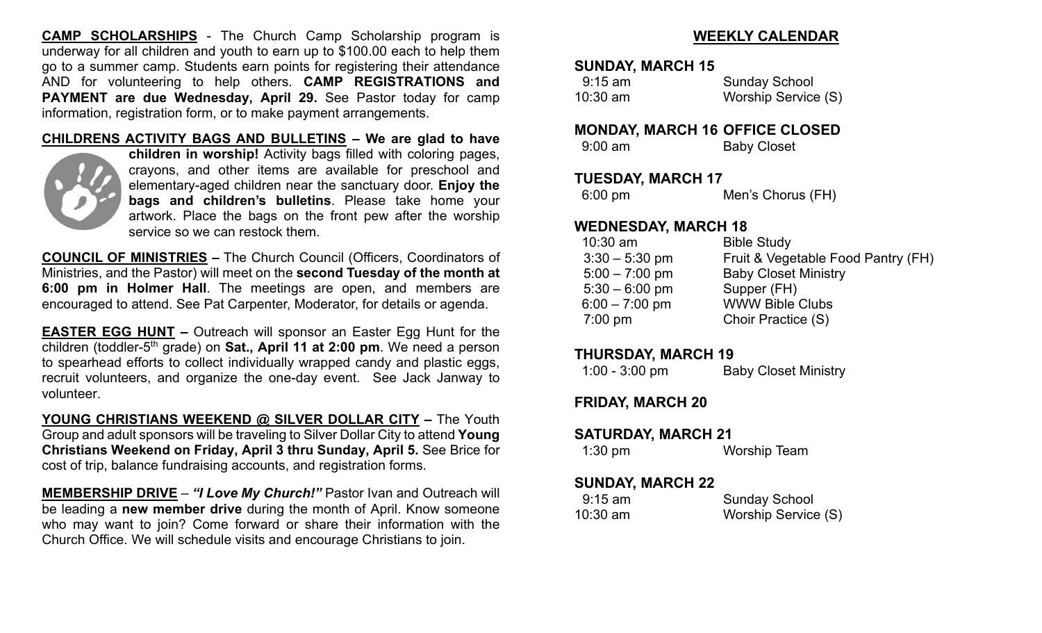**CAMP SCHOLARSHIPS** - The Church Camp Scholarship program is underway for all children and youth to earn up to $100.00 each to help them go to a summer camp. Students earn points for registering their attendance AND for volunteering to help others. **CAMP REGISTRATIONS and PAYMENT are due Wednesday, April 29.** See Pastor today for camp information, registration form, or to make payment arrangements.

**CHILDRENS ACTIVITY BAGS AND BULLETINS – We are glad to have children in worship!** Activity bags filled with coloring pages, crayons, and other items are available for preschool and elementary-aged children near the sanctuary door. **Enjoy the bags and children's bulletins**. Please take home your artwork. Place the bags on the front pew after the worship service so we can restock them.

**COUNCIL OF MINISTRIES –** The Church Council (Officers, Coordinators of Ministries, and the Pastor) will meet on the **second Tuesday of the month at 6:00 pm in Holmer Hall**. The meetings are open, and members are encouraged to attend. See Pat Carpenter, Moderator, for details or agenda.

**EASTER EGG HUNT –** Outreach will sponsor an Easter Egg Hunt for the children (toddler-5th grade) on **Sat., April 11 at 2:00 pm**. We need a person to spearhead efforts to collect individually wrapped candy and plastic eggs, recruit volunteers, and organize the one-day event. See Jack Janway to volunteer.

**YOUNG CHRISTIANS WEEKEND @ SILVER DOLLAR CITY –** The Youth Group and adult sponsors will be traveling to Silver Dollar City to attend **Young Christians Weekend on Friday, April 3 thru Sunday, April 5.** See Brice for cost of trip, balance fundraising accounts, and registration forms.

**MEMBERSHIP DRIVE** – ***"I Love My Church!"*** Pastor Ivan and Outreach will be leading a **new member drive** during the month of April. Know someone who may want to join? Come forward or share their information with the Church Office. We will schedule visits and encourage Christians to join.

## WEEKLY CALENDAR

**SUNDAY, MARCH 15**

| | |
|---|---|
| 9:15 am | Sunday School |
| 10:30 am | Worship Service (S) |

**MONDAY, MARCH 16 OFFICE CLOSED**

| | |
|---|---|
| 9:00 am | Baby Closet |

**TUESDAY, MARCH 17**

| | |
|---|---|
| 6:00 pm | Men's Chorus (FH) |

**WEDNESDAY, MARCH 18**

| | |
|---|---|
| 10:30 am | Bible Study |
| 3:30 – 5:30 pm | Fruit & Vegetable Food Pantry (FH) |
| 5:00 – 7:00 pm | Baby Closet Ministry |
| 5:30 – 6:00 pm | Supper (FH) |
| 6:00 – 7:00 pm | WWW Bible Clubs |
| 7:00 pm | Choir Practice (S) |

**THURSDAY, MARCH 19**

| | |
|---|---|
| 1:00 - 3:00 pm | Baby Closet Ministry |

**FRIDAY, MARCH 20**

**SATURDAY, MARCH 21**

| | |
|---|---|
| 1:30 pm | Worship Team |

**SUNDAY, MARCH 22**

| | |
|---|---|
| 9:15 am | Sunday School |
| 10:30 am | Worship Service (S) |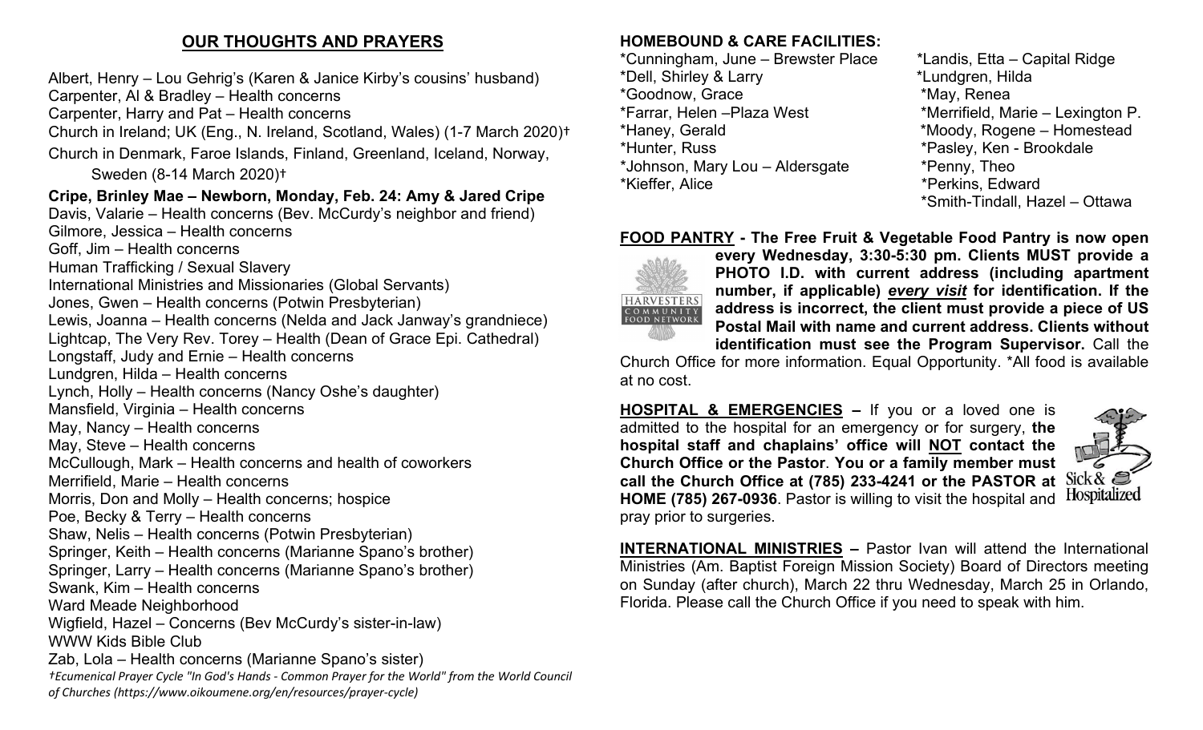## OUR THOUGHTS AND PRAYERS

Albert, Henry – Lou Gehrig's (Karen & Janice Kirby's cousins' husband)
Carpenter, Al & Bradley – Health concerns
Carpenter, Harry and Pat – Health concerns
Church in Ireland; UK (Eng., N. Ireland, Scotland, Wales) (1-7 March 2020)†
Church in Denmark, Faroe Islands, Finland, Greenland, Iceland, Norway, Sweden (8-14 March 2020)†
**Cripe, Brinley Mae – Newborn, Monday, Feb. 24: Amy & Jared Cripe**
Davis, Valarie – Health concerns (Bev. McCurdy's neighbor and friend)
Gilmore, Jessica – Health concerns
Goff, Jim – Health concerns
Human Trafficking / Sexual Slavery
International Ministries and Missionaries (Global Servants)
Jones, Gwen – Health concerns (Potwin Presbyterian)
Lewis, Joanna – Health concerns (Nelda and Jack Janway's grandniece)
Lightcap, The Very Rev. Torey – Health (Dean of Grace Epi. Cathedral)
Longstaff, Judy and Ernie – Health concerns
Lundgren, Hilda – Health concerns
Lynch, Holly – Health concerns (Nancy Oshe's daughter)
Mansfield, Virginia – Health concerns
May, Nancy – Health concerns
May, Steve – Health concerns
McCullough, Mark – Health concerns and health of coworkers
Merrifield, Marie – Health concerns
Morris, Don and Molly – Health concerns; hospice
Poe, Becky & Terry – Health concerns
Shaw, Nelis – Health concerns (Potwin Presbyterian)
Springer, Keith – Health concerns (Marianne Spano's brother)
Springer, Larry – Health concerns (Marianne Spano's brother)
Swank, Kim – Health concerns
Ward Meade Neighborhood
Wigfield, Hazel – Concerns (Bev McCurdy's sister-in-law)
WWW Kids Bible Club
Zab, Lola – Health concerns (Marianne Spano's sister)

*†Ecumenical Prayer Cycle "In God's Hands - Common Prayer for the World" from the World Council of Churches (https://www.oikoumene.org/en/resources/prayer-cycle)*

**HOMEBOUND & CARE FACILITIES:**

*Cunningham, June – Brewster Place
*Dell, Shirley & Larry
*Goodnow, Grace
*Farrar, Helen –Plaza West
*Haney, Gerald
*Hunter, Russ
*Johnson, Mary Lou – Aldersgate
*Kieffer, Alice
*Landis, Etta – Capital Ridge
*Lundgren, Hilda
*May, Renea
*Merrifield, Marie – Lexington P.
*Moody, Rogene – Homestead
*Pasley, Ken - Brookdale
*Penny, Theo
*Perkins, Edward
*Smith-Tindall, Hazel – Ottawa

**<u>FOOD PANTRY</u> - The Free Fruit & Vegetable Food Pantry is now open every Wednesday, 3:30-5:30 pm. Clients MUST provide a PHOTO I.D. with current address (including apartment number, if applicable) *<u>every visit</u>* for identification. If the address is incorrect, the client must provide a piece of US Postal Mail with name and current address. Clients without identification must see the Program Supervisor.** Call the Church Office for more information. Equal Opportunity. *All food is available at no cost.

**<u>HOSPITAL & EMERGENCIES</u> –** If you or a loved one is admitted to the hospital for an emergency or for surgery, **the hospital staff and chaplains' office will <u>NOT</u> contact the Church Office or the Pastor**. **You or a family member must call the Church Office at (785) 233-4241 or the PASTOR at HOME (785) 267-0936**. Pastor is willing to visit the hospital and pray prior to surgeries.

**<u>INTERNATIONAL MINISTRIES</u> –** Pastor Ivan will attend the International Ministries (Am. Baptist Foreign Mission Society) Board of Directors meeting on Sunday (after church), March 22 thru Wednesday, March 25 in Orlando, Florida. Please call the Church Office if you need to speak with him.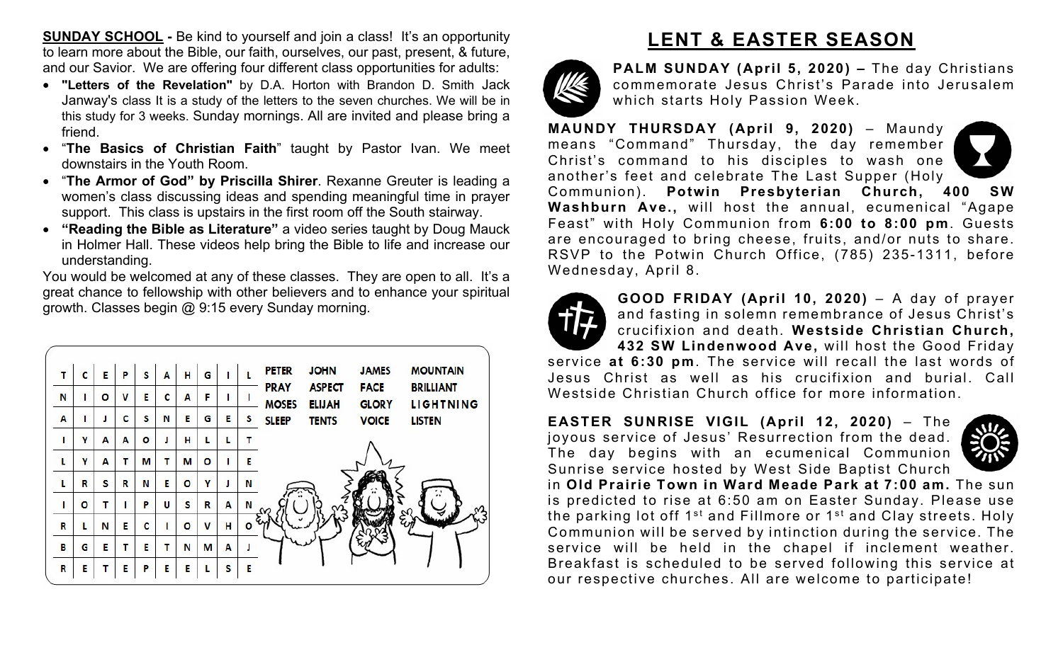**SUNDAY SCHOOL -** Be kind to yourself and join a class! It's an opportunity to learn more about the Bible, our faith, ourselves, our past, present, & future, and our Savior. We are offering four different class opportunities for adults:

- **"Letters of the Revelation"** by D.A. Horton with Brandon D. Smith Jack Janway's class It is a study of the letters to the seven churches. We will be in this study for 3 weeks. Sunday mornings. All are invited and please bring a friend.
- "**The Basics of Christian Faith**" taught by Pastor Ivan. We meet downstairs in the Youth Room.
- "**The Armor of God" by Priscilla Shirer**. Rexanne Greuter is leading a women's class discussing ideas and spending meaningful time in prayer support. This class is upstairs in the first room off the South stairway.
- **"Reading the Bible as Literature"** a video series taught by Doug Mauck in Holmer Hall. These videos help bring the Bible to life and increase our understanding.

You would be welcomed at any of these classes. They are open to all. It's a great chance to fellowship with other believers and to enhance your spiritual growth. Classes begin @ 9:15 every Sunday morning.

| | | | | | | | | | |
|---|---|---|---|---|---|---|---|---|---|
| T | C | E | P | S | A | H | G | I | L |
| N | I | O | V | E | C | A | F | I | I |
| A | I | J | C | S | N | E | G | E | S |
| I | Y | A | A | O | J | H | L | L | T |
| L | Y | A | T | M | T | M | O | I | E |
| L | R | S | R | N | E | O | Y | J | N |
| I | O | T | I | P | U | S | R | A | N |
| R | L | N | E | C | I | O | V | H | O |
| B | G | E | T | E | T | N | M | A | J |
| R | E | T | E | P | E | E | L | S | E |

PETER JOHN JAMES MOUNTAIN
PRAY ASPECT FACE BRILLIANT
MOSES ELIJAH GLORY LIGHTNING
SLEEP TENTS VOICE LISTEN

# LENT & EASTER SEASON

**PALM SUNDAY (April 5, 2020) –** The day Christians commemorate Jesus Christ's Parade into Jerusalem which starts Holy Passion Week.

**MAUNDY THURSDAY (April 9, 2020)** – Maundy means "Command" Thursday, the day remember Christ's command to his disciples to wash one another's feet and celebrate The Last Supper (Holy Communion). **Potwin Presbyterian Church, 400 SW Washburn Ave.,** will host the annual, ecumenical "Agape Feast" with Holy Communion from **6:00 to 8:00 pm**. Guests are encouraged to bring cheese, fruits, and/or nuts to share. RSVP to the Potwin Church Office, (785) 235-1311, before Wednesday, April 8.

**GOOD FRIDAY (April 10, 2020)** – A day of prayer and fasting in solemn remembrance of Jesus Christ's crucifixion and death. **Westside Christian Church, 432 SW Lindenwood Ave,** will host the Good Friday service **at 6:30 pm**. The service will recall the last words of Jesus Christ as well as his crucifixion and burial. Call Westside Christian Church office for more information.

**EASTER SUNRISE VIGIL (April 12, 2020)** – The joyous service of Jesus' Resurrection from the dead. The day begins with an ecumenical Communion Sunrise service hosted by West Side Baptist Church in **Old Prairie Town in Ward Meade Park at 7:00 am.** The sun is predicted to rise at 6:50 am on Easter Sunday. Please use the parking lot off 1st and Fillmore or 1st and Clay streets. Holy Communion will be served by intinction during the service. The service will be held in the chapel if inclement weather. Breakfast is scheduled to be served following this service at our respective churches. All are welcome to participate!